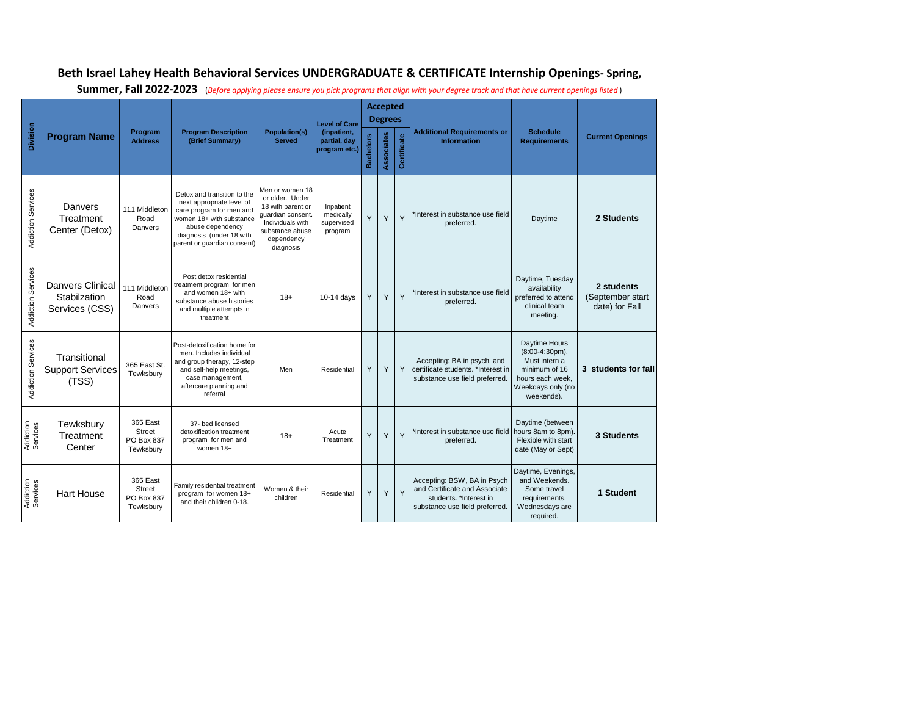## Beth Israel Lahey Health Behavioral Services UNDERGRADUATE & CERTIFICATE Internship Openings- Spring, Summer, Fall 2022-2023

(*Before applying please ensure you pick programs that align with your degree track and that have current openings listed*)

| Division | Program Name | Program Address | Program Description (Brief Summary) | Population(s) Served | Level of Care (inpatient, partial, day program etc.) | Accepted Degrees | | | Additional Requirements or Information | Schedule Requirements | Current Openings |
|---|---|---|---|---|---|---|---|---|---|---|---|
| | | | | | | Bachelors | Associates | Certificate | | | |
| Addiction Services | Danvers Treatment Center (Detox) | 111 Middleton Road Danvers | Detox and transition to the next appropriate level of care program for men and women 18+ with substance abuse dependency diagnosis (under 18 with parent or guardian consent) | Men or women 18 or older. Under 18 with parent or guardian consent. Individuals with substance abuse dependency diagnosis | Inpatient medically supervised program | Y | Y | Y | *Interest in substance use field preferred. | Daytime | **2 Students** |
| Addiction Services | Danvers Clinical Stabilzation Services (CSS) | 111 Middleton Road Danvers | Post detox residential treatment program for men and women 18+ with substance abuse histories and multiple attempts in treatment | 18+ | 10-14 days | Y | Y | Y | *Interest in substance use field preferred. | Daytime, Tuesday availability preferred to attend clinical team meeting. | **2 students** (September start date) for Fall |
| Addiction Services | Transitional Support Services (TSS) | 365 East St. Tewksbury | Post-detoxification home for men. Includes individual and group therapy, 12-step and self-help meetings, case management, aftercare planning and referral | Men | Residential | Y | Y | Y | Accepting: BA in psych, and certificate students. *Interest in substance use field preferred. | Daytime Hours (8:00-4:30pm). Must intern a minimum of 16 hours each week, Weekdays only (no weekends). | **3 students for fall** |
| Addiction Services | Tewksbury Treatment Center | 365 East Street PO Box 837 Tewksbury | 37- bed licensed detoxification treatment program for men and women 18+ | 18+ | Acute Treatment | Y | Y | Y | *Interest in substance use field preferred. | Daytime (between hours 8am to 8pm). Flexible with start date (May or Sept) | **3 Students** |
| Addiction Services | Hart House | 365 East Street PO Box 837 Tewksbury | Family residential treatment program for women 18+ and their children 0-18. | Women & their children | Residential | Y | Y | Y | Accepting: BSW, BA in Psych and Certificate and Associate students. *Interest in substance use field preferred. | Daytime, Evenings, and Weekends. Some travel requirements. Wednesdays are required. | **1 Student** |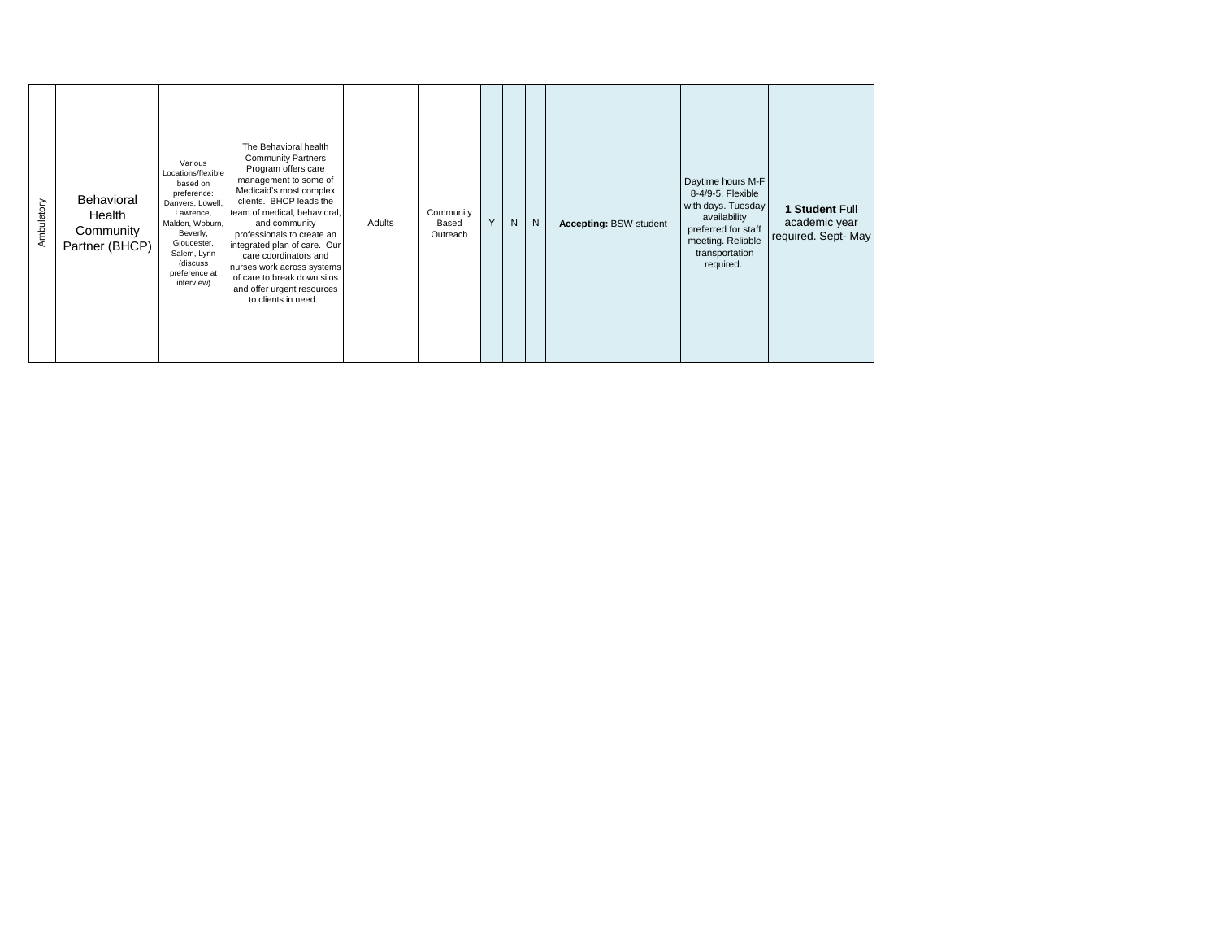| | | | | | | | | | | | |
|---|---|---|---|---|---|---|---|---|---|---|---|
| Ambulatory | Behavioral Health Community Partner (BHCP) | Various Locations/flexible based on preference: Danvers, Lowell, Lawrence, Malden, Woburn, Beverly, Gloucester, Salem, Lynn (discuss preference at interview) | The Behavioral health Community Partners Program offers care management to some of Medicaid's most complex clients. BHCP leads the team of medical, behavioral, and community professionals to create an integrated plan of care. Our care coordinators and nurses work across systems of care to break down silos and offer urgent resources to clients in need. | Adults | Community Based Outreach | Y | N | N | **Accepting:** BSW student | Daytime hours M-F 8-4/9-5. Flexible with days. Tuesday availability preferred for staff meeting. Reliable transportation required. | **1 Student** Full academic year required. Sept- May |